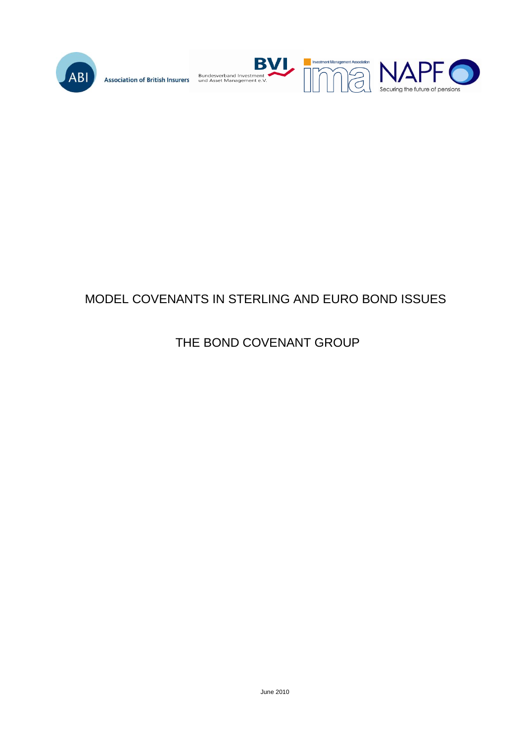ABI Association of British Insurers

BVI Bundesverband Investment und Asset Management e.V.

Investment Management Association ima

NAPF Securing the future of pensions

# MODEL COVENANTS IN STERLING AND EURO BOND ISSUES

## THE BOND COVENANT GROUP

June 2010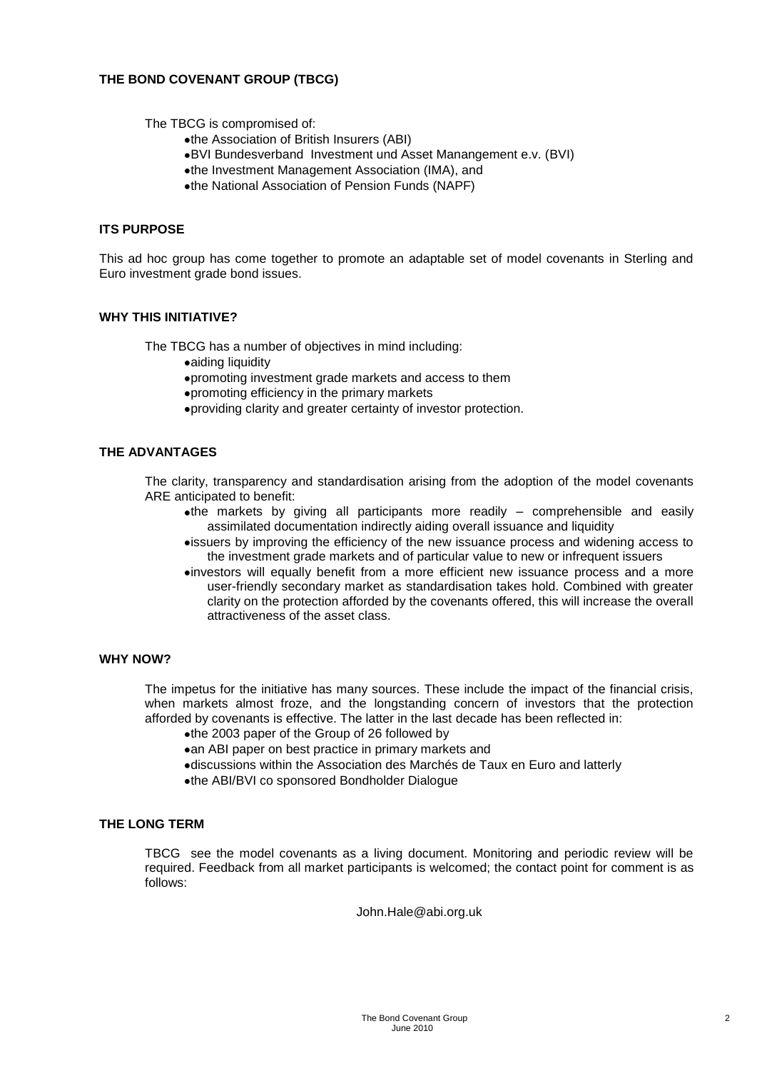## THE BOND COVENANT GROUP (TBCG)

The TBCG is compromised of:

- the Association of British Insurers (ABI)
- BVI Bundesverband Investment und Asset Manangement e.v. (BVI)
- the Investment Management Association (IMA), and
- the National Association of Pension Funds (NAPF)

## ITS PURPOSE

This ad hoc group has come together to promote an adaptable set of model covenants in Sterling and Euro investment grade bond issues.

## WHY THIS INITIATIVE?

The TBCG has a number of objectives in mind including:

- aiding liquidity
- promoting investment grade markets and access to them
- promoting efficiency in the primary markets
- providing clarity and greater certainty of investor protection.

## THE ADVANTAGES

The clarity, transparency and standardisation arising from the adoption of the model covenants ARE anticipated to benefit:

- the markets by giving all participants more readily – comprehensible and easily assimilated documentation indirectly aiding overall issuance and liquidity
- issuers by improving the efficiency of the new issuance process and widening access to the investment grade markets and of particular value to new or infrequent issuers
- investors will equally benefit from a more efficient new issuance process and a more user-friendly secondary market as standardisation takes hold. Combined with greater clarity on the protection afforded by the covenants offered, this will increase the overall attractiveness of the asset class.

## WHY NOW?

The impetus for the initiative has many sources. These include the impact of the financial crisis, when markets almost froze, and the longstanding concern of investors that the protection afforded by covenants is effective. The latter in the last decade has been reflected in:

- the 2003 paper of the Group of 26 followed by
- an ABI paper on best practice in primary markets and
- discussions within the Association des Marchés de Taux en Euro and latterly
- the ABI/BVI co sponsored Bondholder Dialogue

## THE LONG TERM

TBCG see the model covenants as a living document. Monitoring and periodic review will be required. Feedback from all market participants is welcomed; the contact point for comment is as follows:

John.Hale@abi.org.uk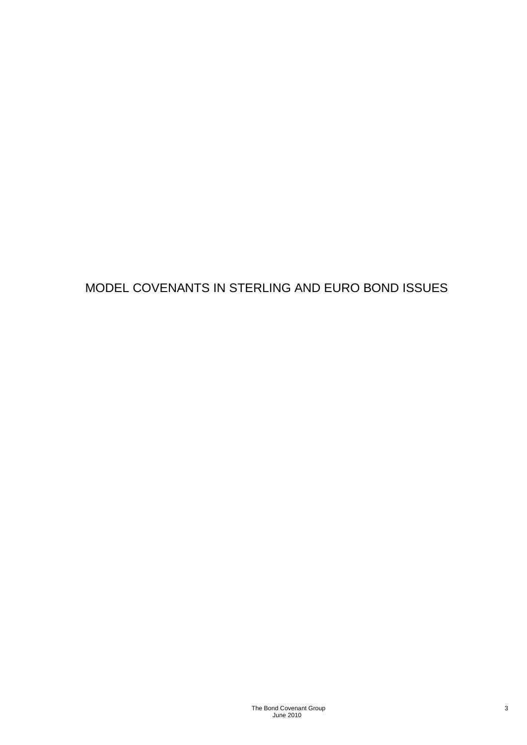# MODEL COVENANTS IN STERLING AND EURO BOND ISSUES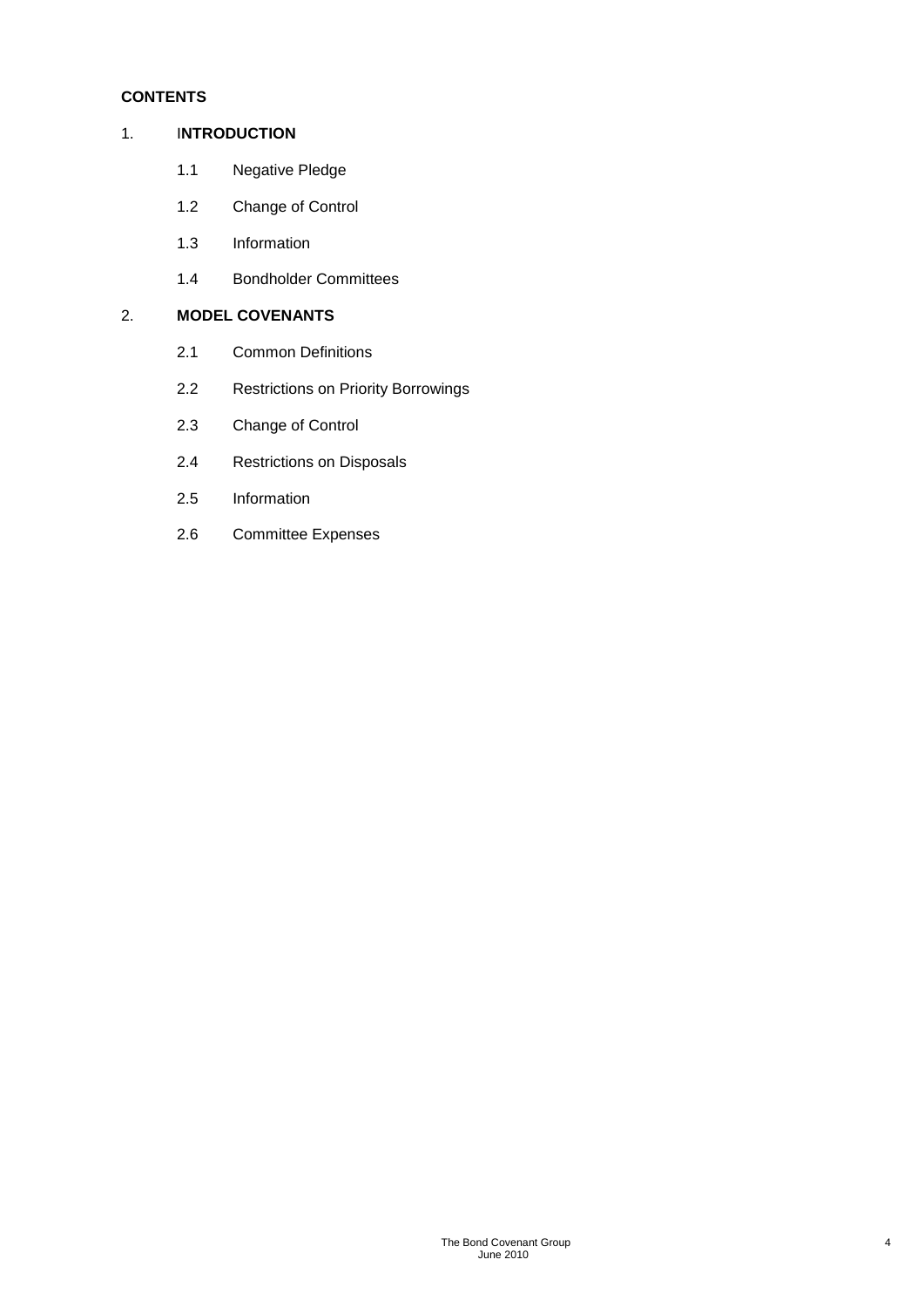**CONTENTS**

1. **INTRODUCTION**
   - 1.1 Negative Pledge
   - 1.2 Change of Control
   - 1.3 Information
   - 1.4 Bondholder Committees

2. **MODEL COVENANTS**
   - 2.1 Common Definitions
   - 2.2 Restrictions on Priority Borrowings
   - 2.3 Change of Control
   - 2.4 Restrictions on Disposals
   - 2.5 Information
   - 2.6 Committee Expenses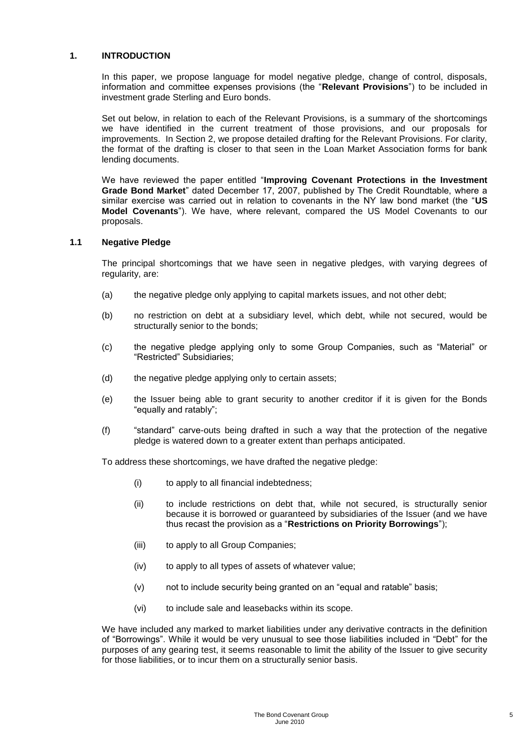# 1. INTRODUCTION

In this paper, we propose language for model negative pledge, change of control, disposals, information and committee expenses provisions (the "**Relevant Provisions**") to be included in investment grade Sterling and Euro bonds.

Set out below, in relation to each of the Relevant Provisions, is a summary of the shortcomings we have identified in the current treatment of those provisions, and our proposals for improvements. In Section 2, we propose detailed drafting for the Relevant Provisions. For clarity, the format of the drafting is closer to that seen in the Loan Market Association forms for bank lending documents.

We have reviewed the paper entitled "**Improving Covenant Protections in the Investment Grade Bond Market**" dated December 17, 2007, published by The Credit Roundtable, where a similar exercise was carried out in relation to covenants in the NY law bond market (the "**US Model Covenants**"). We have, where relevant, compared the US Model Covenants to our proposals.

## 1.1 Negative Pledge

The principal shortcomings that we have seen in negative pledges, with varying degrees of regularity, are:

(a) the negative pledge only applying to capital markets issues, and not other debt;

(b) no restriction on debt at a subsidiary level, which debt, while not secured, would be structurally senior to the bonds;

(c) the negative pledge applying only to some Group Companies, such as "Material" or "Restricted" Subsidiaries;

(d) the negative pledge applying only to certain assets;

(e) the Issuer being able to grant security to another creditor if it is given for the Bonds "equally and ratably";

(f) "standard" carve-outs being drafted in such a way that the protection of the negative pledge is watered down to a greater extent than perhaps anticipated.

To address these shortcomings, we have drafted the negative pledge:

(i) to apply to all financial indebtedness;

(ii) to include restrictions on debt that, while not secured, is structurally senior because it is borrowed or guaranteed by subsidiaries of the Issuer (and we have thus recast the provision as a "**Restrictions on Priority Borrowings**");

(iii) to apply to all Group Companies;

(iv) to apply to all types of assets of whatever value;

(v) not to include security being granted on an "equal and ratable" basis;

(vi) to include sale and leasebacks within its scope.

We have included any marked to market liabilities under any derivative contracts in the definition of "Borrowings". While it would be very unusual to see those liabilities included in "Debt" for the purposes of any gearing test, it seems reasonable to limit the ability of the Issuer to give security for those liabilities, or to incur them on a structurally senior basis.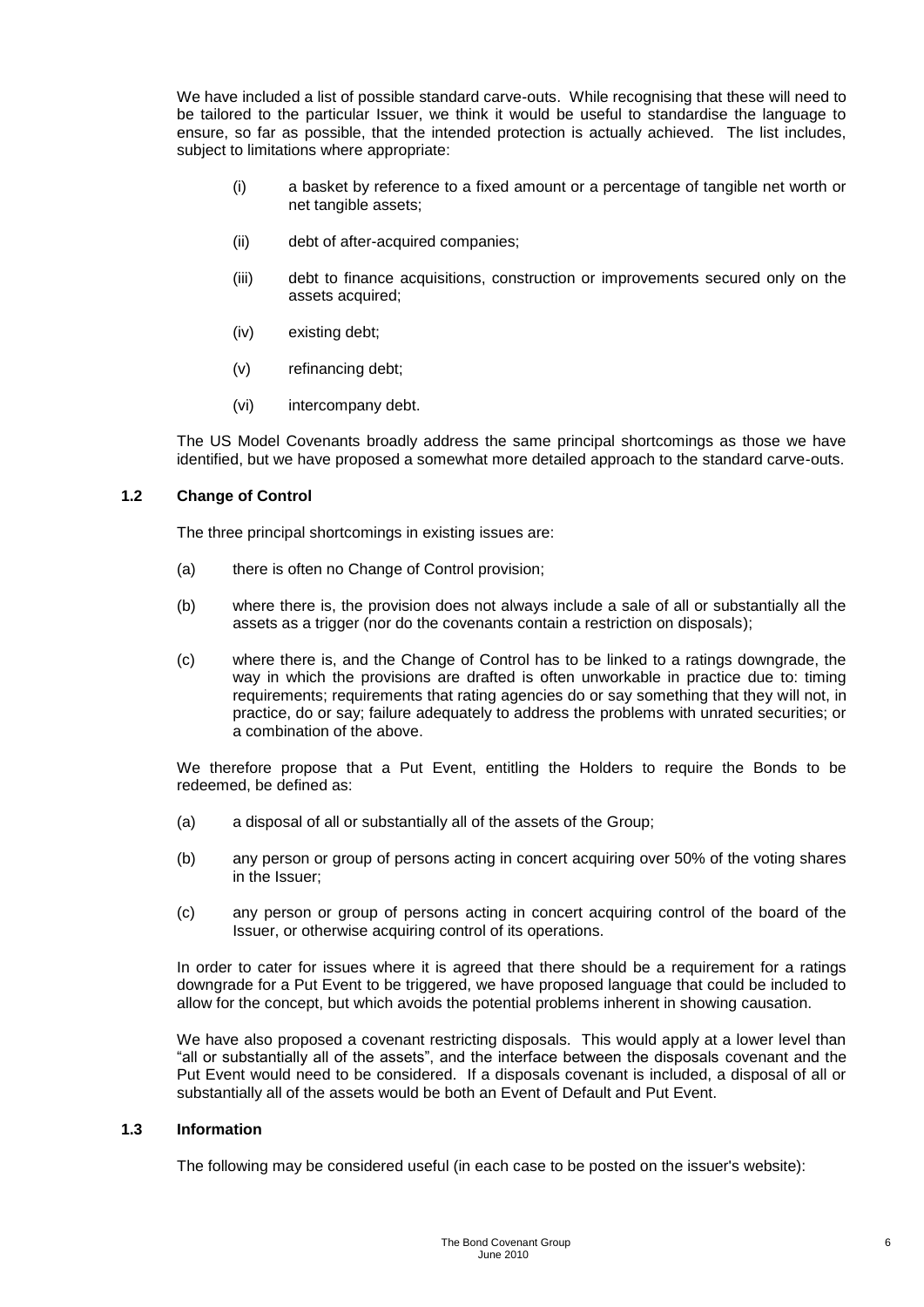We have included a list of possible standard carve-outs. While recognising that these will need to be tailored to the particular Issuer, we think it would be useful to standardise the language to ensure, so far as possible, that the intended protection is actually achieved. The list includes, subject to limitations where appropriate:

(i) a basket by reference to a fixed amount or a percentage of tangible net worth or net tangible assets;

(ii) debt of after-acquired companies;

(iii) debt to finance acquisitions, construction or improvements secured only on the assets acquired;

(iv) existing debt;

(v) refinancing debt;

(vi) intercompany debt.

The US Model Covenants broadly address the same principal shortcomings as those we have identified, but we have proposed a somewhat more detailed approach to the standard carve-outs.

### 1.2 Change of Control

The three principal shortcomings in existing issues are:

(a) there is often no Change of Control provision;

(b) where there is, the provision does not always include a sale of all or substantially all the assets as a trigger (nor do the covenants contain a restriction on disposals);

(c) where there is, and the Change of Control has to be linked to a ratings downgrade, the way in which the provisions are drafted is often unworkable in practice due to: timing requirements; requirements that rating agencies do or say something that they will not, in practice, do or say; failure adequately to address the problems with unrated securities; or a combination of the above.

We therefore propose that a Put Event, entitling the Holders to require the Bonds to be redeemed, be defined as:

(a) a disposal of all or substantially all of the assets of the Group;

(b) any person or group of persons acting in concert acquiring over 50% of the voting shares in the Issuer;

(c) any person or group of persons acting in concert acquiring control of the board of the Issuer, or otherwise acquiring control of its operations.

In order to cater for issues where it is agreed that there should be a requirement for a ratings downgrade for a Put Event to be triggered, we have proposed language that could be included to allow for the concept, but which avoids the potential problems inherent in showing causation.

We have also proposed a covenant restricting disposals. This would apply at a lower level than "all or substantially all of the assets", and the interface between the disposals covenant and the Put Event would need to be considered. If a disposals covenant is included, a disposal of all or substantially all of the assets would be both an Event of Default and Put Event.

### 1.3 Information

The following may be considered useful (in each case to be posted on the issuer's website):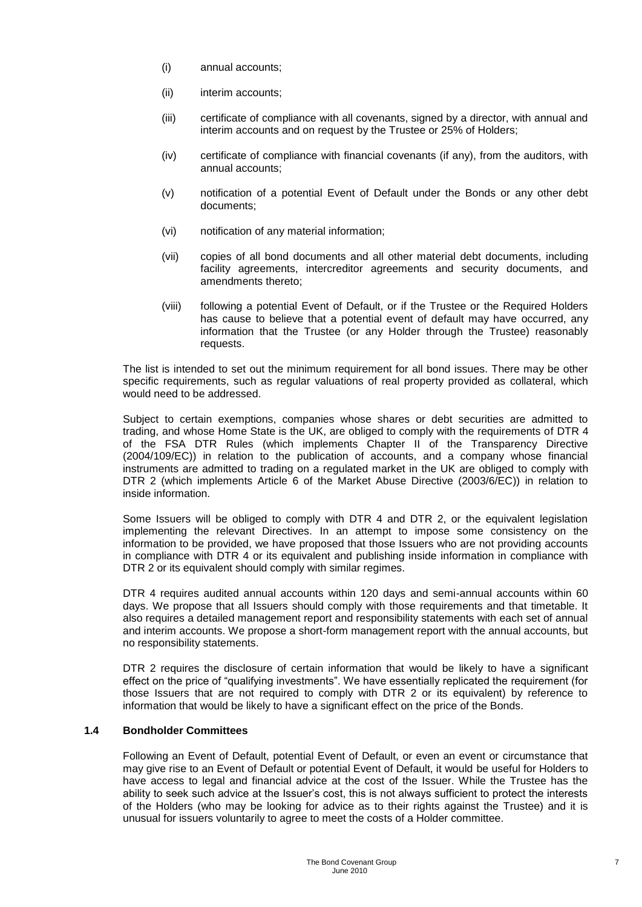(i) annual accounts;

(ii) interim accounts;

(iii) certificate of compliance with all covenants, signed by a director, with annual and interim accounts and on request by the Trustee or 25% of Holders;

(iv) certificate of compliance with financial covenants (if any), from the auditors, with annual accounts;

(v) notification of a potential Event of Default under the Bonds or any other debt documents;

(vi) notification of any material information;

(vii) copies of all bond documents and all other material debt documents, including facility agreements, intercreditor agreements and security documents, and amendments thereto;

(viii) following a potential Event of Default, or if the Trustee or the Required Holders has cause to believe that a potential event of default may have occurred, any information that the Trustee (or any Holder through the Trustee) reasonably requests.

The list is intended to set out the minimum requirement for all bond issues. There may be other specific requirements, such as regular valuations of real property provided as collateral, which would need to be addressed.

Subject to certain exemptions, companies whose shares or debt securities are admitted to trading, and whose Home State is the UK, are obliged to comply with the requirements of DTR 4 of the FSA DTR Rules (which implements Chapter II of the Transparency Directive (2004/109/EC)) in relation to the publication of accounts, and a company whose financial instruments are admitted to trading on a regulated market in the UK are obliged to comply with DTR 2 (which implements Article 6 of the Market Abuse Directive (2003/6/EC)) in relation to inside information.

Some Issuers will be obliged to comply with DTR 4 and DTR 2, or the equivalent legislation implementing the relevant Directives. In an attempt to impose some consistency on the information to be provided, we have proposed that those Issuers who are not providing accounts in compliance with DTR 4 or its equivalent and publishing inside information in compliance with DTR 2 or its equivalent should comply with similar regimes.

DTR 4 requires audited annual accounts within 120 days and semi-annual accounts within 60 days. We propose that all Issuers should comply with those requirements and that timetable. It also requires a detailed management report and responsibility statements with each set of annual and interim accounts. We propose a short-form management report with the annual accounts, but no responsibility statements.

DTR 2 requires the disclosure of certain information that would be likely to have a significant effect on the price of "qualifying investments". We have essentially replicated the requirement (for those Issuers that are not required to comply with DTR 2 or its equivalent) by reference to information that would be likely to have a significant effect on the price of the Bonds.

### 1.4 Bondholder Committees

Following an Event of Default, potential Event of Default, or even an event or circumstance that may give rise to an Event of Default or potential Event of Default, it would be useful for Holders to have access to legal and financial advice at the cost of the Issuer. While the Trustee has the ability to seek such advice at the Issuer's cost, this is not always sufficient to protect the interests of the Holders (who may be looking for advice as to their rights against the Trustee) and it is unusual for issuers voluntarily to agree to meet the costs of a Holder committee.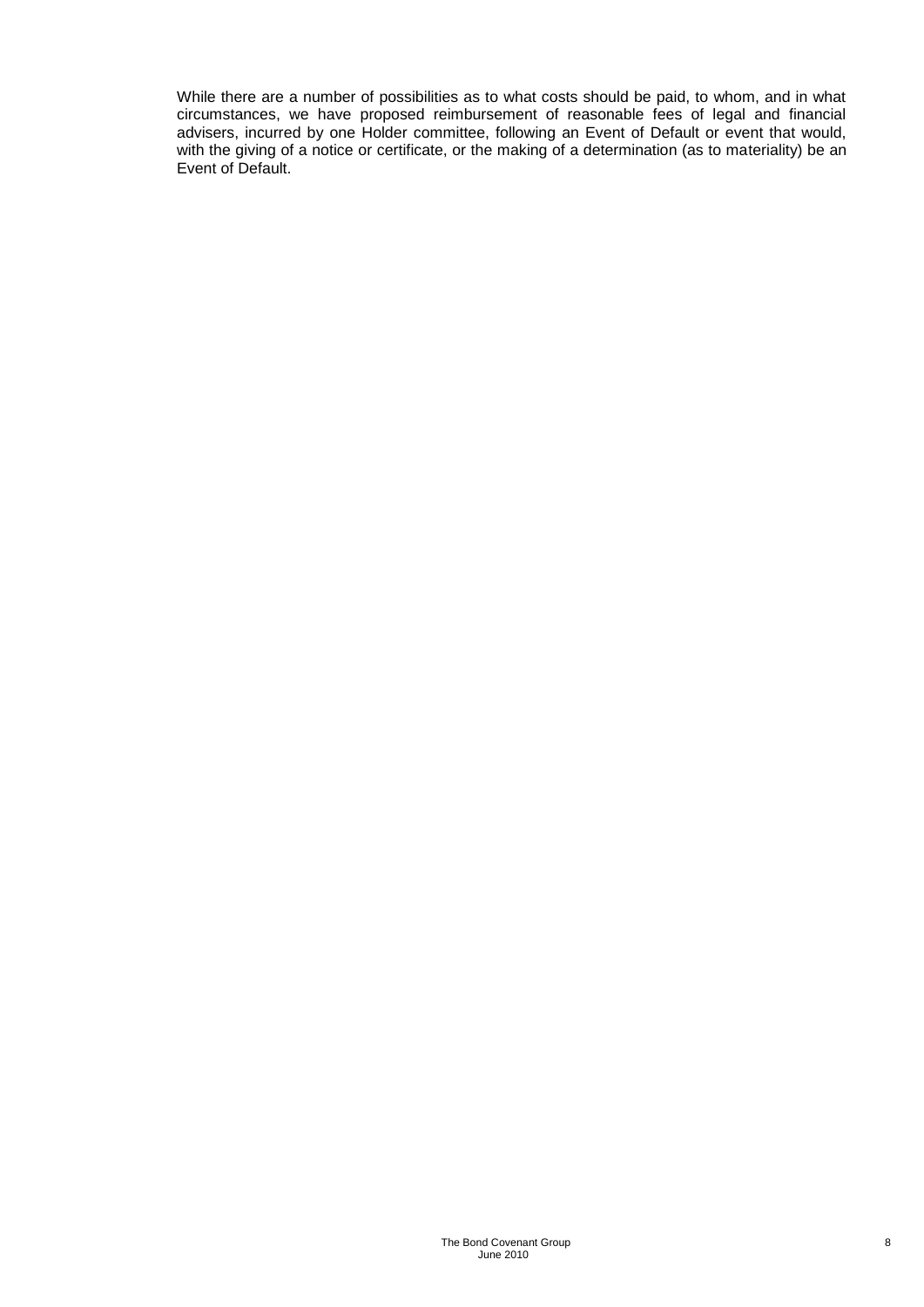While there are a number of possibilities as to what costs should be paid, to whom, and in what circumstances, we have proposed reimbursement of reasonable fees of legal and financial advisers, incurred by one Holder committee, following an Event of Default or event that would, with the giving of a notice or certificate, or the making of a determination (as to materiality) be an Event of Default.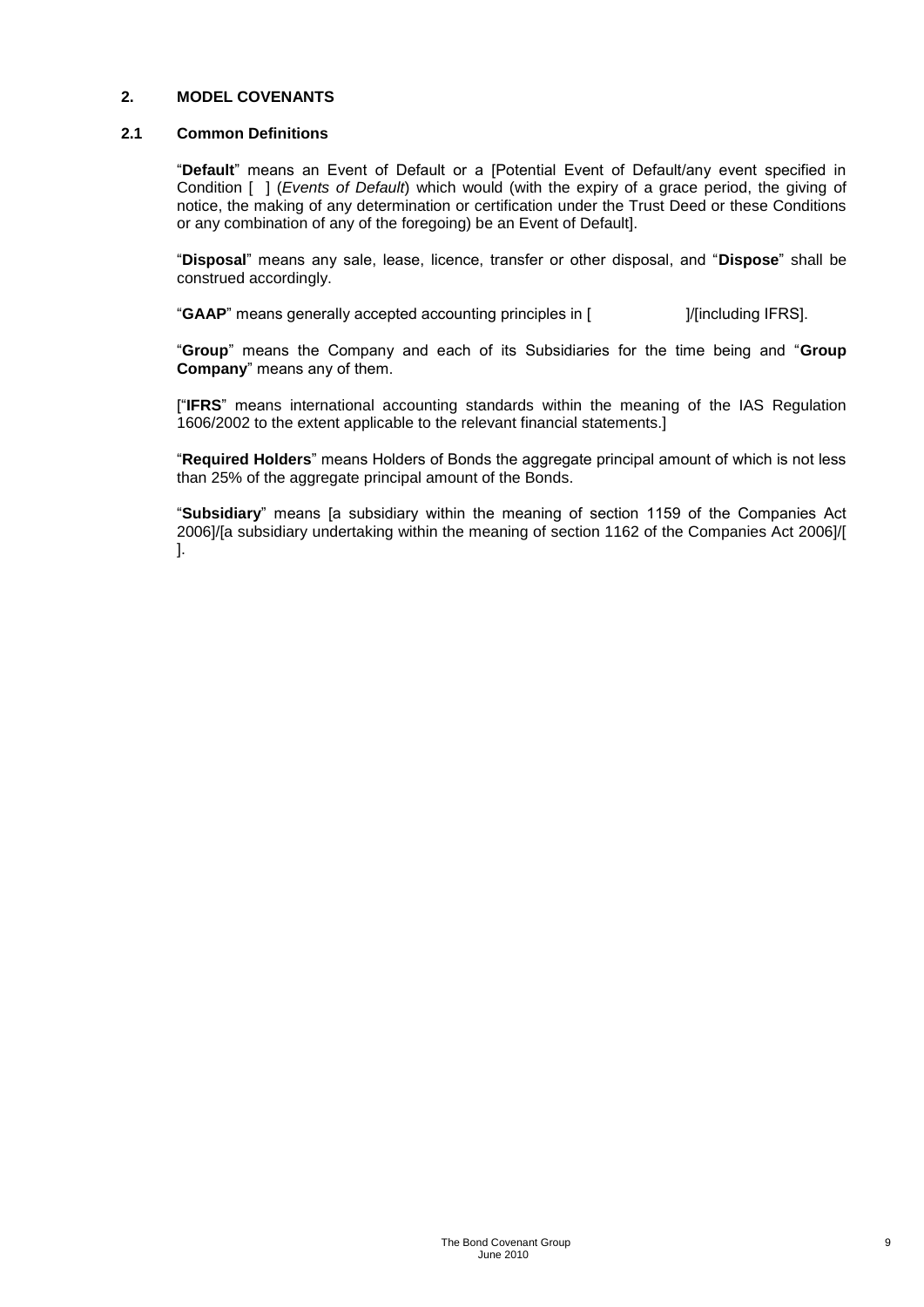## 2. MODEL COVENANTS

### 2.1 Common Definitions

"**Default**" means an Event of Default or a [Potential Event of Default/any event specified in Condition [ ] (*Events of Default*) which would (with the expiry of a grace period, the giving of notice, the making of any determination or certification under the Trust Deed or these Conditions or any combination of any of the foregoing) be an Event of Default].

"**Disposal**" means any sale, lease, licence, transfer or other disposal, and "**Dispose**" shall be construed accordingly.

"**GAAP**" means generally accepted accounting principles in [ ]/[including IFRS].

"**Group**" means the Company and each of its Subsidiaries for the time being and "**Group Company**" means any of them.

["**IFRS**" means international accounting standards within the meaning of the IAS Regulation 1606/2002 to the extent applicable to the relevant financial statements.]

"**Required Holders**" means Holders of Bonds the aggregate principal amount of which is not less than 25% of the aggregate principal amount of the Bonds.

"**Subsidiary**" means [a subsidiary within the meaning of section 1159 of the Companies Act 2006]/[a subsidiary undertaking within the meaning of section 1162 of the Companies Act 2006]/[ ].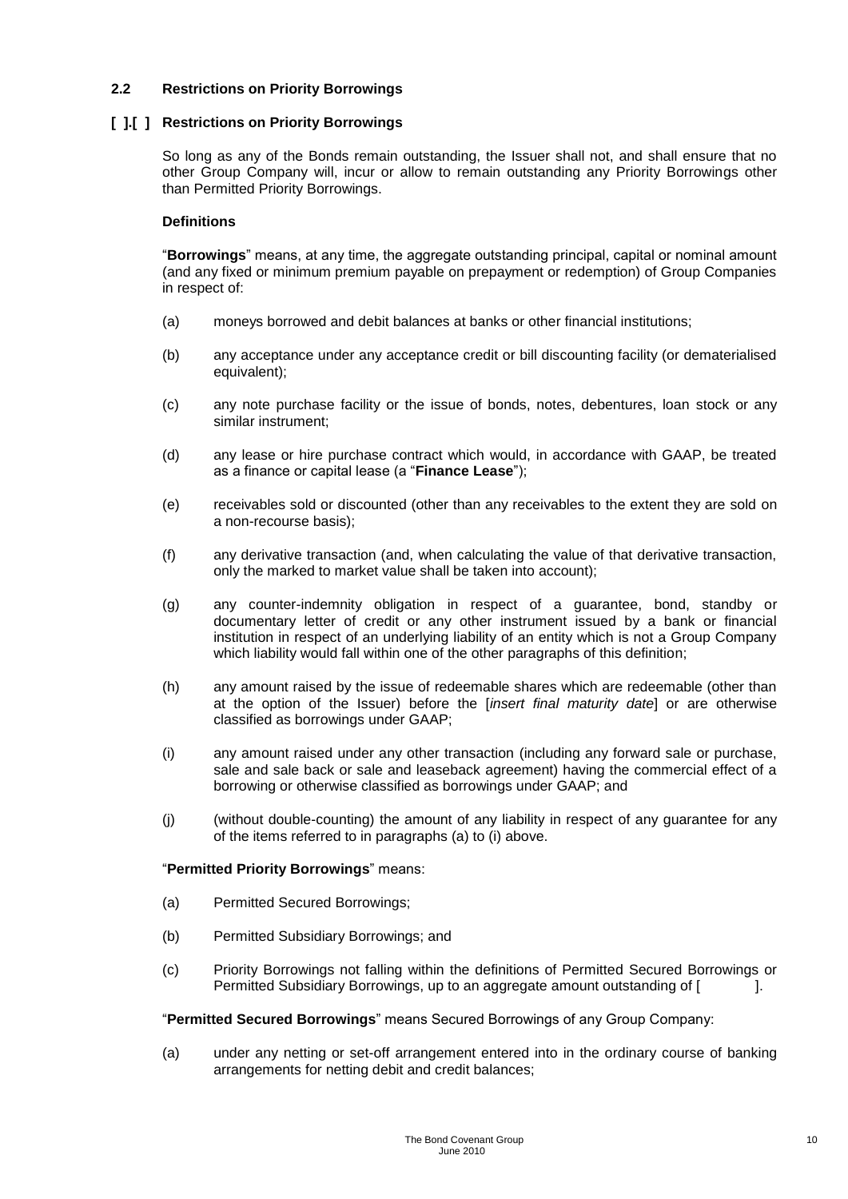## 2.2 Restrictions on Priority Borrowings

### [ ].[ ] Restrictions on Priority Borrowings

So long as any of the Bonds remain outstanding, the Issuer shall not, and shall ensure that no other Group Company will, incur or allow to remain outstanding any Priority Borrowings other than Permitted Priority Borrowings.

**Definitions**

"**Borrowings**" means, at any time, the aggregate outstanding principal, capital or nominal amount (and any fixed or minimum premium payable on prepayment or redemption) of Group Companies in respect of:

(a) moneys borrowed and debit balances at banks or other financial institutions;

(b) any acceptance under any acceptance credit or bill discounting facility (or dematerialised equivalent);

(c) any note purchase facility or the issue of bonds, notes, debentures, loan stock or any similar instrument;

(d) any lease or hire purchase contract which would, in accordance with GAAP, be treated as a finance or capital lease (a "**Finance Lease**");

(e) receivables sold or discounted (other than any receivables to the extent they are sold on a non-recourse basis);

(f) any derivative transaction (and, when calculating the value of that derivative transaction, only the marked to market value shall be taken into account);

(g) any counter-indemnity obligation in respect of a guarantee, bond, standby or documentary letter of credit or any other instrument issued by a bank or financial institution in respect of an underlying liability of an entity which is not a Group Company which liability would fall within one of the other paragraphs of this definition;

(h) any amount raised by the issue of redeemable shares which are redeemable (other than at the option of the Issuer) before the [*insert final maturity date*] or are otherwise classified as borrowings under GAAP;

(i) any amount raised under any other transaction (including any forward sale or purchase, sale and sale back or sale and leaseback agreement) having the commercial effect of a borrowing or otherwise classified as borrowings under GAAP; and

(j) (without double-counting) the amount of any liability in respect of any guarantee for any of the items referred to in paragraphs (a) to (i) above.

"**Permitted Priority Borrowings**" means:

(a) Permitted Secured Borrowings;

(b) Permitted Subsidiary Borrowings; and

(c) Priority Borrowings not falling within the definitions of Permitted Secured Borrowings or Permitted Subsidiary Borrowings, up to an aggregate amount outstanding of [ ].

"**Permitted Secured Borrowings**" means Secured Borrowings of any Group Company:

(a) under any netting or set-off arrangement entered into in the ordinary course of banking arrangements for netting debit and credit balances;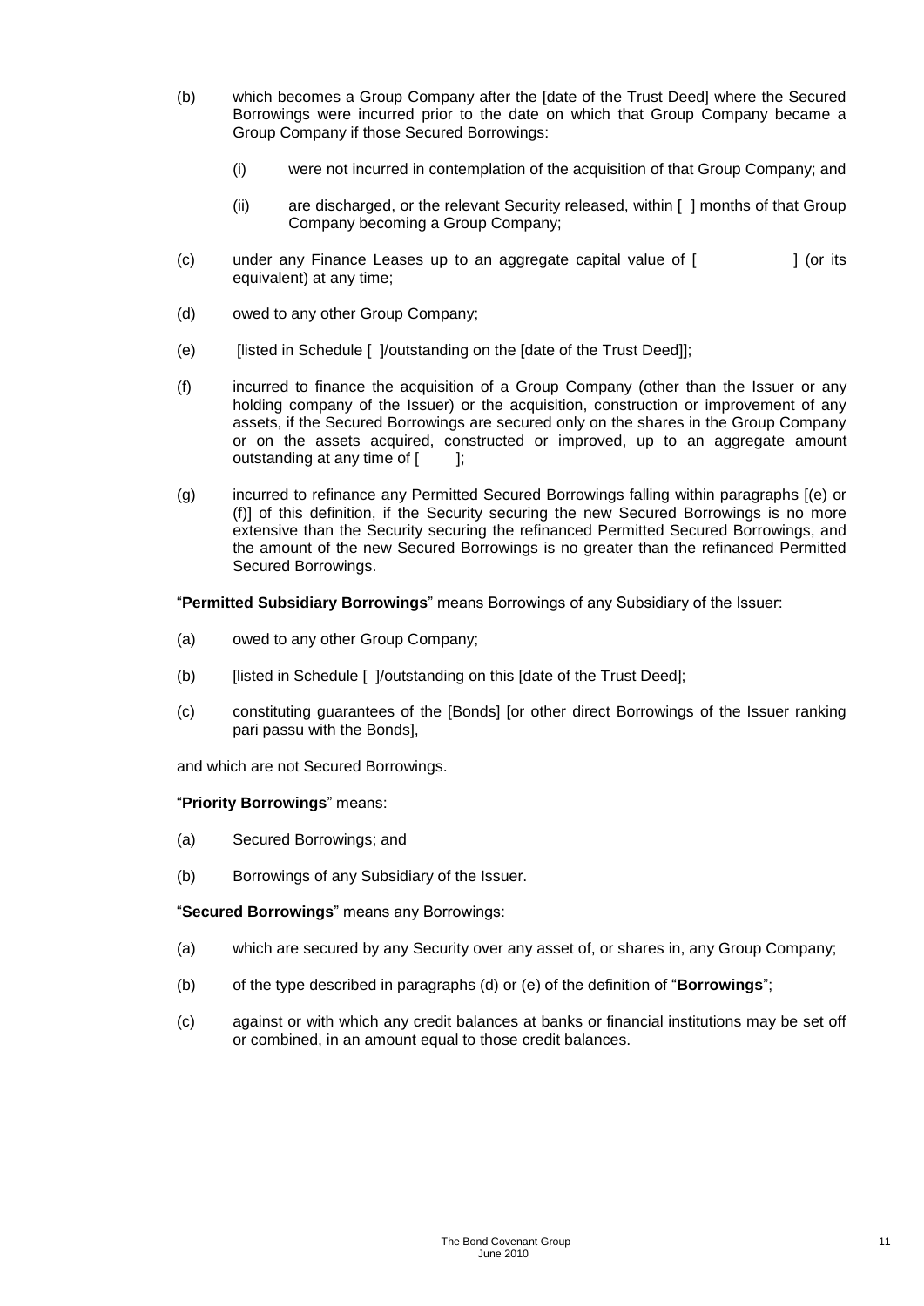(b) which becomes a Group Company after the [date of the Trust Deed] where the Secured Borrowings were incurred prior to the date on which that Group Company became a Group Company if those Secured Borrowings:

   (i) were not incurred in contemplation of the acquisition of that Group Company; and

   (ii) are discharged, or the relevant Security released, within [ ] months of that Group Company becoming a Group Company;

(c) under any Finance Leases up to an aggregate capital value of [ ] (or its equivalent) at any time;

(d) owed to any other Group Company;

(e) [listed in Schedule [ ]/outstanding on the [date of the Trust Deed]];

(f) incurred to finance the acquisition of a Group Company (other than the Issuer or any holding company of the Issuer) or the acquisition, construction or improvement of any assets, if the Secured Borrowings are secured only on the shares in the Group Company or on the assets acquired, constructed or improved, up to an aggregate amount outstanding at any time of [ ];

(g) incurred to refinance any Permitted Secured Borrowings falling within paragraphs [(e) or (f)] of this definition, if the Security securing the new Secured Borrowings is no more extensive than the Security securing the refinanced Permitted Secured Borrowings, and the amount of the new Secured Borrowings is no greater than the refinanced Permitted Secured Borrowings.

"**Permitted Subsidiary Borrowings**" means Borrowings of any Subsidiary of the Issuer:

(a) owed to any other Group Company;

(b) [listed in Schedule [ ]/outstanding on this [date of the Trust Deed];

(c) constituting guarantees of the [Bonds] [or other direct Borrowings of the Issuer ranking pari passu with the Bonds],

and which are not Secured Borrowings.

"**Priority Borrowings**" means:

(a) Secured Borrowings; and

(b) Borrowings of any Subsidiary of the Issuer.

"**Secured Borrowings**" means any Borrowings:

(a) which are secured by any Security over any asset of, or shares in, any Group Company;

(b) of the type described in paragraphs (d) or (e) of the definition of "**Borrowings**";

(c) against or with which any credit balances at banks or financial institutions may be set off or combined, in an amount equal to those credit balances.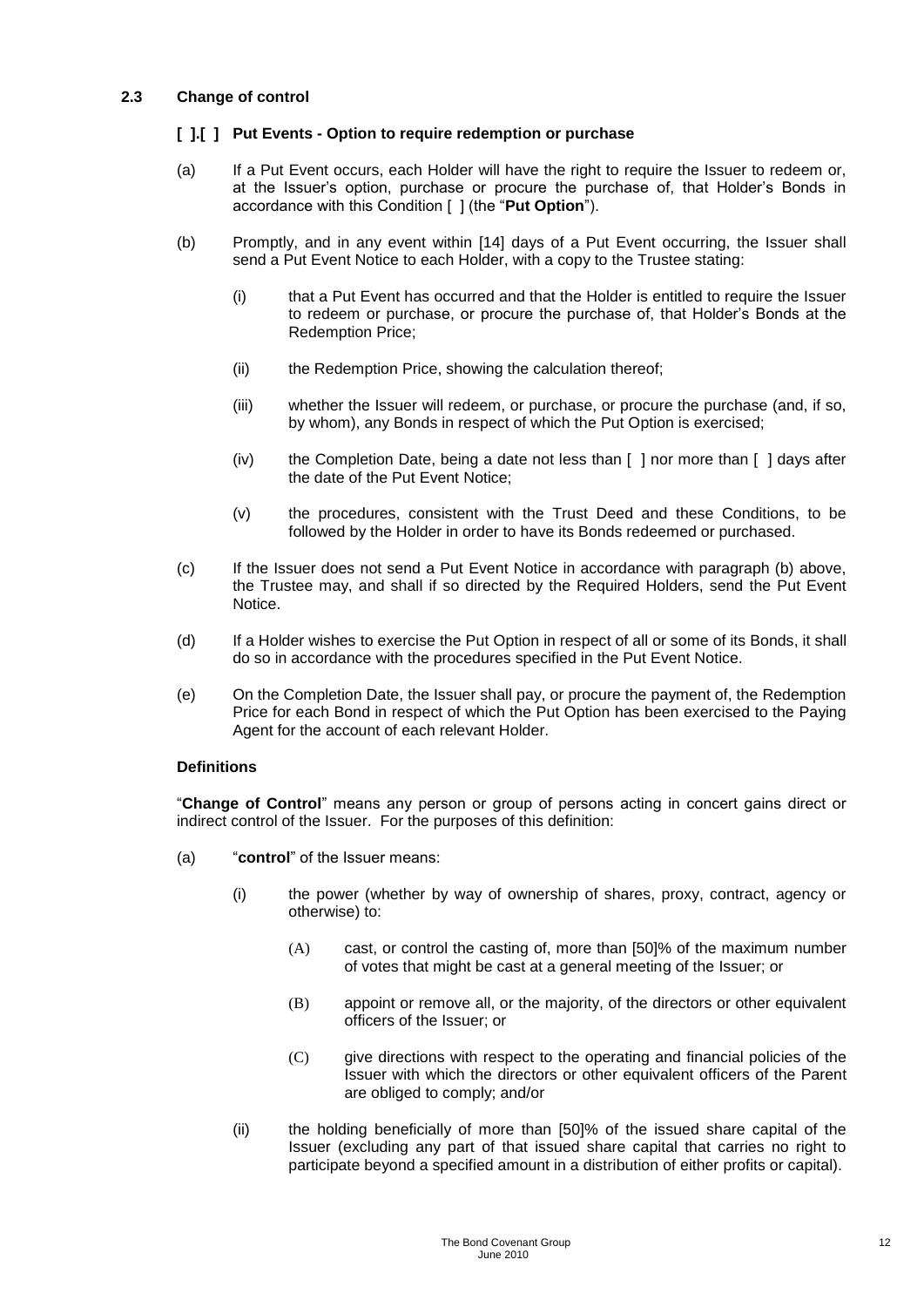### 2.3 Change of control

#### [ ].[ ] Put Events - Option to require redemption or purchase

(a) If a Put Event occurs, each Holder will have the right to require the Issuer to redeem or, at the Issuer's option, purchase or procure the purchase of, that Holder's Bonds in accordance with this Condition [ ] (the "**Put Option**").

(b) Promptly, and in any event within [14] days of a Put Event occurring, the Issuer shall send a Put Event Notice to each Holder, with a copy to the Trustee stating:

(i) that a Put Event has occurred and that the Holder is entitled to require the Issuer to redeem or purchase, or procure the purchase of, that Holder's Bonds at the Redemption Price;

(ii) the Redemption Price, showing the calculation thereof;

(iii) whether the Issuer will redeem, or purchase, or procure the purchase (and, if so, by whom), any Bonds in respect of which the Put Option is exercised;

(iv) the Completion Date, being a date not less than [ ] nor more than [ ] days after the date of the Put Event Notice;

(v) the procedures, consistent with the Trust Deed and these Conditions, to be followed by the Holder in order to have its Bonds redeemed or purchased.

(c) If the Issuer does not send a Put Event Notice in accordance with paragraph (b) above, the Trustee may, and shall if so directed by the Required Holders, send the Put Event Notice.

(d) If a Holder wishes to exercise the Put Option in respect of all or some of its Bonds, it shall do so in accordance with the procedures specified in the Put Event Notice.

(e) On the Completion Date, the Issuer shall pay, or procure the payment of, the Redemption Price for each Bond in respect of which the Put Option has been exercised to the Paying Agent for the account of each relevant Holder.

**Definitions**

"**Change of Control**" means any person or group of persons acting in concert gains direct or indirect control of the Issuer. For the purposes of this definition:

(a) "**control**" of the Issuer means:

(i) the power (whether by way of ownership of shares, proxy, contract, agency or otherwise) to:

(A) cast, or control the casting of, more than [50]% of the maximum number of votes that might be cast at a general meeting of the Issuer; or

(B) appoint or remove all, or the majority, of the directors or other equivalent officers of the Issuer; or

(C) give directions with respect to the operating and financial policies of the Issuer with which the directors or other equivalent officers of the Parent are obliged to comply; and/or

(ii) the holding beneficially of more than [50]% of the issued share capital of the Issuer (excluding any part of that issued share capital that carries no right to participate beyond a specified amount in a distribution of either profits or capital).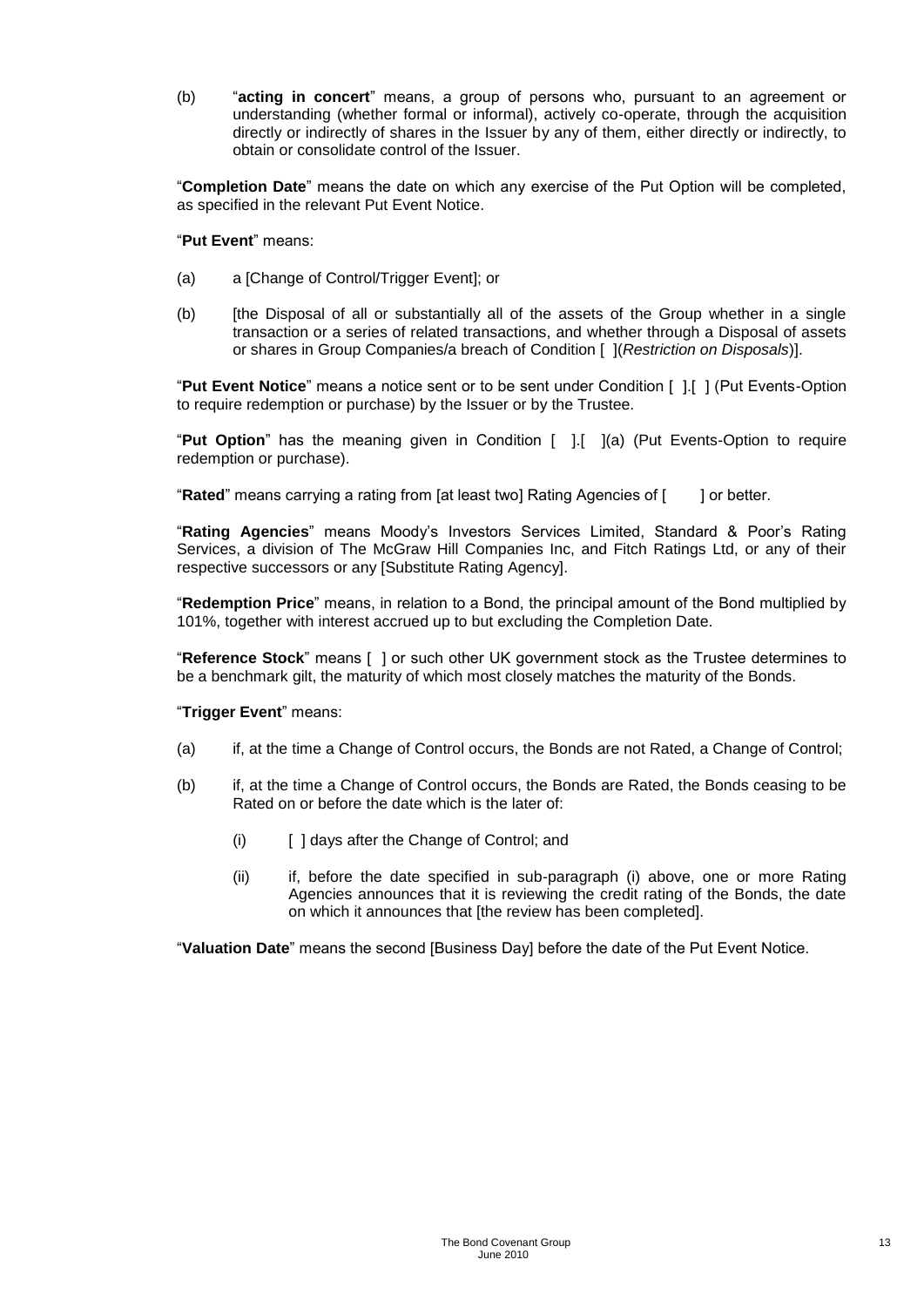(b) "**acting in concert**" means, a group of persons who, pursuant to an agreement or understanding (whether formal or informal), actively co-operate, through the acquisition directly or indirectly of shares in the Issuer by any of them, either directly or indirectly, to obtain or consolidate control of the Issuer.

"**Completion Date**" means the date on which any exercise of the Put Option will be completed, as specified in the relevant Put Event Notice.

"**Put Event**" means:

(a) a [Change of Control/Trigger Event]; or

(b) [the Disposal of all or substantially all of the assets of the Group whether in a single transaction or a series of related transactions, and whether through a Disposal of assets or shares in Group Companies/a breach of Condition [ ](*Restriction on Disposals*)].

"**Put Event Notice**" means a notice sent or to be sent under Condition [ ].[ ] (Put Events-Option to require redemption or purchase) by the Issuer or by the Trustee.

"**Put Option**" has the meaning given in Condition [ ].[ ](a) (Put Events-Option to require redemption or purchase).

"**Rated**" means carrying a rating from [at least two] Rating Agencies of [ ] or better.

"**Rating Agencies**" means Moody's Investors Services Limited, Standard & Poor's Rating Services, a division of The McGraw Hill Companies Inc, and Fitch Ratings Ltd, or any of their respective successors or any [Substitute Rating Agency].

"**Redemption Price**" means, in relation to a Bond, the principal amount of the Bond multiplied by 101%, together with interest accrued up to but excluding the Completion Date.

"**Reference Stock**" means [ ] or such other UK government stock as the Trustee determines to be a benchmark gilt, the maturity of which most closely matches the maturity of the Bonds.

"**Trigger Event**" means:

(a) if, at the time a Change of Control occurs, the Bonds are not Rated, a Change of Control;

(b) if, at the time a Change of Control occurs, the Bonds are Rated, the Bonds ceasing to be Rated on or before the date which is the later of:

   (i) [ ] days after the Change of Control; and

   (ii) if, before the date specified in sub-paragraph (i) above, one or more Rating Agencies announces that it is reviewing the credit rating of the Bonds, the date on which it announces that [the review has been completed].

"**Valuation Date**" means the second [Business Day] before the date of the Put Event Notice.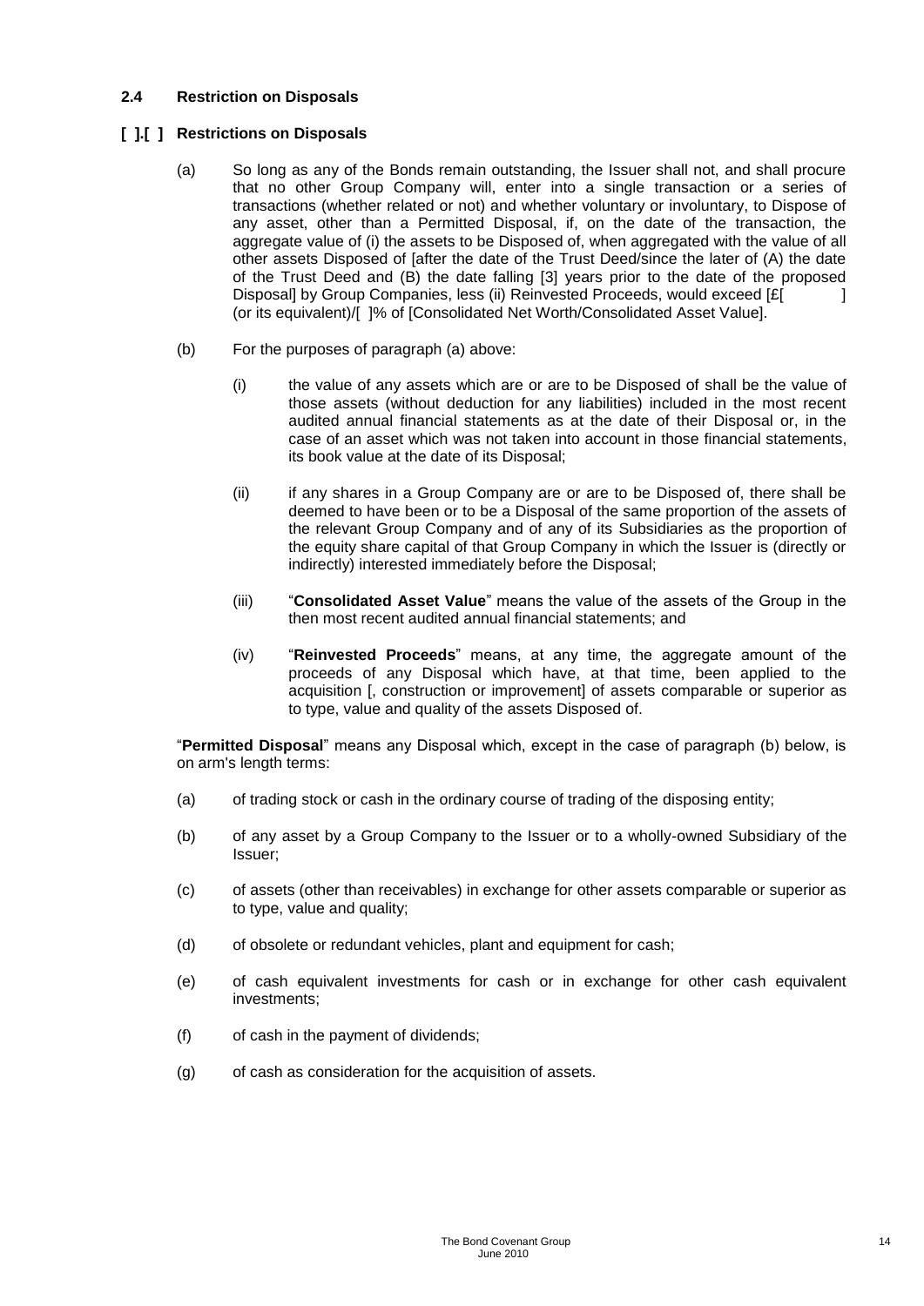### 2.4 Restriction on Disposals

### [ ].[ ] Restrictions on Disposals

(a) So long as any of the Bonds remain outstanding, the Issuer shall not, and shall procure that no other Group Company will, enter into a single transaction or a series of transactions (whether related or not) and whether voluntary or involuntary, to Dispose of any asset, other than a Permitted Disposal, if, on the date of the transaction, the aggregate value of (i) the assets to be Disposed of, when aggregated with the value of all other assets Disposed of [after the date of the Trust Deed/since the later of (A) the date of the Trust Deed and (B) the date falling [3] years prior to the date of the proposed Disposal] by Group Companies, less (ii) Reinvested Proceeds, would exceed [£[ ] (or its equivalent)/[ ]% of [Consolidated Net Worth/Consolidated Asset Value].

(b) For the purposes of paragraph (a) above:

(i) the value of any assets which are or are to be Disposed of shall be the value of those assets (without deduction for any liabilities) included in the most recent audited annual financial statements as at the date of their Disposal or, in the case of an asset which was not taken into account in those financial statements, its book value at the date of its Disposal;

(ii) if any shares in a Group Company are or are to be Disposed of, there shall be deemed to have been or to be a Disposal of the same proportion of the assets of the relevant Group Company and of any of its Subsidiaries as the proportion of the equity share capital of that Group Company in which the Issuer is (directly or indirectly) interested immediately before the Disposal;

(iii) "**Consolidated Asset Value**" means the value of the assets of the Group in the then most recent audited annual financial statements; and

(iv) "**Reinvested Proceeds**" means, at any time, the aggregate amount of the proceeds of any Disposal which have, at that time, been applied to the acquisition [, construction or improvement] of assets comparable or superior as to type, value and quality of the assets Disposed of.

"**Permitted Disposal**" means any Disposal which, except in the case of paragraph (b) below, is on arm's length terms:

(a) of trading stock or cash in the ordinary course of trading of the disposing entity;

(b) of any asset by a Group Company to the Issuer or to a wholly-owned Subsidiary of the Issuer;

(c) of assets (other than receivables) in exchange for other assets comparable or superior as to type, value and quality;

(d) of obsolete or redundant vehicles, plant and equipment for cash;

(e) of cash equivalent investments for cash or in exchange for other cash equivalent investments;

(f) of cash in the payment of dividends;

(g) of cash as consideration for the acquisition of assets.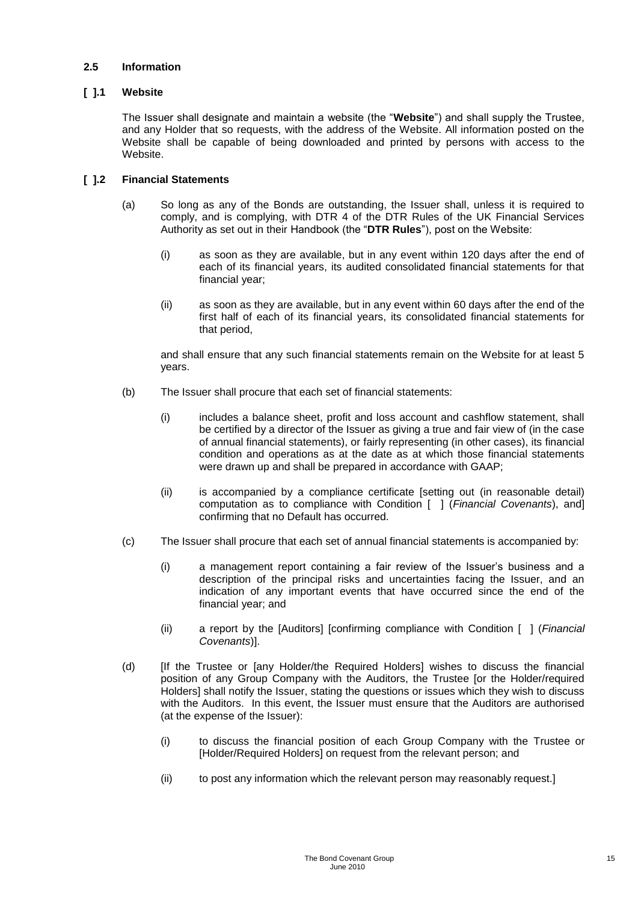### 2.5 Information

#### [ ].1 Website

The Issuer shall designate and maintain a website (the "**Website**") and shall supply the Trustee, and any Holder that so requests, with the address of the Website. All information posted on the Website shall be capable of being downloaded and printed by persons with access to the Website.

#### [ ].2 Financial Statements

(a) So long as any of the Bonds are outstanding, the Issuer shall, unless it is required to comply, and is complying, with DTR 4 of the DTR Rules of the UK Financial Services Authority as set out in their Handbook (the "**DTR Rules**"), post on the Website:

(i) as soon as they are available, but in any event within 120 days after the end of each of its financial years, its audited consolidated financial statements for that financial year;

(ii) as soon as they are available, but in any event within 60 days after the end of the first half of each of its financial years, its consolidated financial statements for that period,

and shall ensure that any such financial statements remain on the Website for at least 5 years.

(b) The Issuer shall procure that each set of financial statements:

(i) includes a balance sheet, profit and loss account and cashflow statement, shall be certified by a director of the Issuer as giving a true and fair view of (in the case of annual financial statements), or fairly representing (in other cases), its financial condition and operations as at the date as at which those financial statements were drawn up and shall be prepared in accordance with GAAP;

(ii) is accompanied by a compliance certificate [setting out (in reasonable detail) computation as to compliance with Condition [ ] (*Financial Covenants*), and] confirming that no Default has occurred.

(c) The Issuer shall procure that each set of annual financial statements is accompanied by:

(i) a management report containing a fair review of the Issuer's business and a description of the principal risks and uncertainties facing the Issuer, and an indication of any important events that have occurred since the end of the financial year; and

(ii) a report by the [Auditors] [confirming compliance with Condition [ ] (*Financial Covenants*)].

(d) [If the Trustee or [any Holder/the Required Holders] wishes to discuss the financial position of any Group Company with the Auditors, the Trustee [or the Holder/required Holders] shall notify the Issuer, stating the questions or issues which they wish to discuss with the Auditors. In this event, the Issuer must ensure that the Auditors are authorised (at the expense of the Issuer):

(i) to discuss the financial position of each Group Company with the Trustee or [Holder/Required Holders] on request from the relevant person; and

(ii) to post any information which the relevant person may reasonably request.]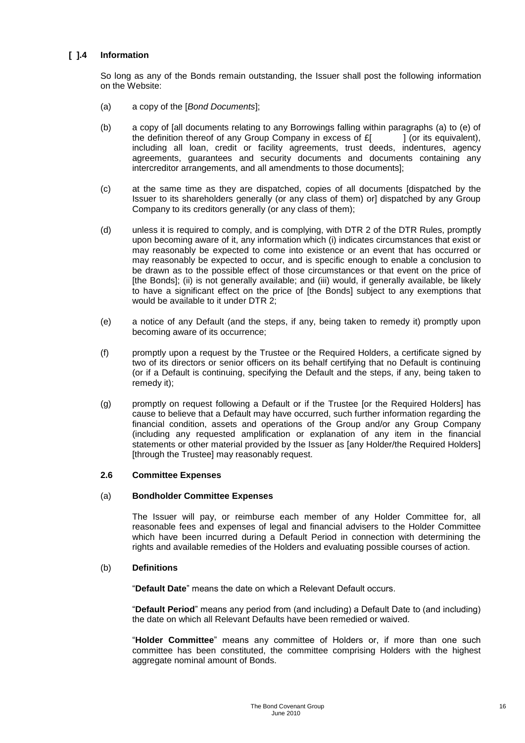### [ ].4 Information

So long as any of the Bonds remain outstanding, the Issuer shall post the following information on the Website:

(a) a copy of the [*Bond Documents*];

(b) a copy of [all documents relating to any Borrowings falling within paragraphs (a) to (e) of the definition thereof of any Group Company in excess of £[ ] (or its equivalent), including all loan, credit or facility agreements, trust deeds, indentures, agency agreements, guarantees and security documents and documents containing any intercreditor arrangements, and all amendments to those documents];

(c) at the same time as they are dispatched, copies of all documents [dispatched by the Issuer to its shareholders generally (or any class of them) or] dispatched by any Group Company to its creditors generally (or any class of them);

(d) unless it is required to comply, and is complying, with DTR 2 of the DTR Rules, promptly upon becoming aware of it, any information which (i) indicates circumstances that exist or may reasonably be expected to come into existence or an event that has occurred or may reasonably be expected to occur, and is specific enough to enable a conclusion to be drawn as to the possible effect of those circumstances or that event on the price of [the Bonds]; (ii) is not generally available; and (iii) would, if generally available, be likely to have a significant effect on the price of [the Bonds] subject to any exemptions that would be available to it under DTR 2;

(e) a notice of any Default (and the steps, if any, being taken to remedy it) promptly upon becoming aware of its occurrence;

(f) promptly upon a request by the Trustee or the Required Holders, a certificate signed by two of its directors or senior officers on its behalf certifying that no Default is continuing (or if a Default is continuing, specifying the Default and the steps, if any, being taken to remedy it);

(g) promptly on request following a Default or if the Trustee [or the Required Holders] has cause to believe that a Default may have occurred, such further information regarding the financial condition, assets and operations of the Group and/or any Group Company (including any requested amplification or explanation of any item in the financial statements or other material provided by the Issuer as [any Holder/the Required Holders] [through the Trustee] may reasonably request.

### 2.6 Committee Expenses

#### (a) Bondholder Committee Expenses

The Issuer will pay, or reimburse each member of any Holder Committee for, all reasonable fees and expenses of legal and financial advisers to the Holder Committee which have been incurred during a Default Period in connection with determining the rights and available remedies of the Holders and evaluating possible courses of action.

#### (b) Definitions

"**Default Date**" means the date on which a Relevant Default occurs.

"**Default Period**" means any period from (and including) a Default Date to (and including) the date on which all Relevant Defaults have been remedied or waived.

"**Holder Committee**" means any committee of Holders or, if more than one such committee has been constituted, the committee comprising Holders with the highest aggregate nominal amount of Bonds.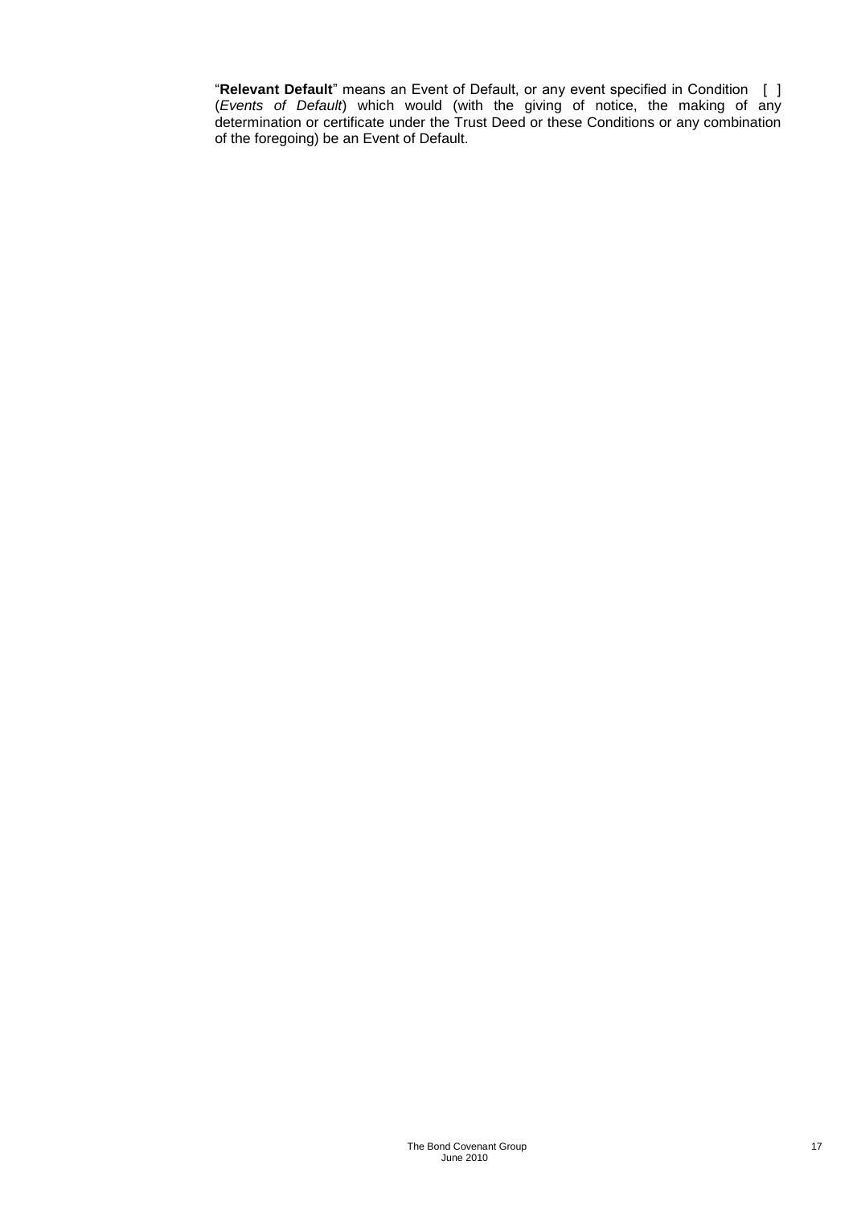"**Relevant Default**" means an Event of Default, or any event specified in Condition [ ] (*Events of Default*) which would (with the giving of notice, the making of any determination or certificate under the Trust Deed or these Conditions or any combination of the foregoing) be an Event of Default.